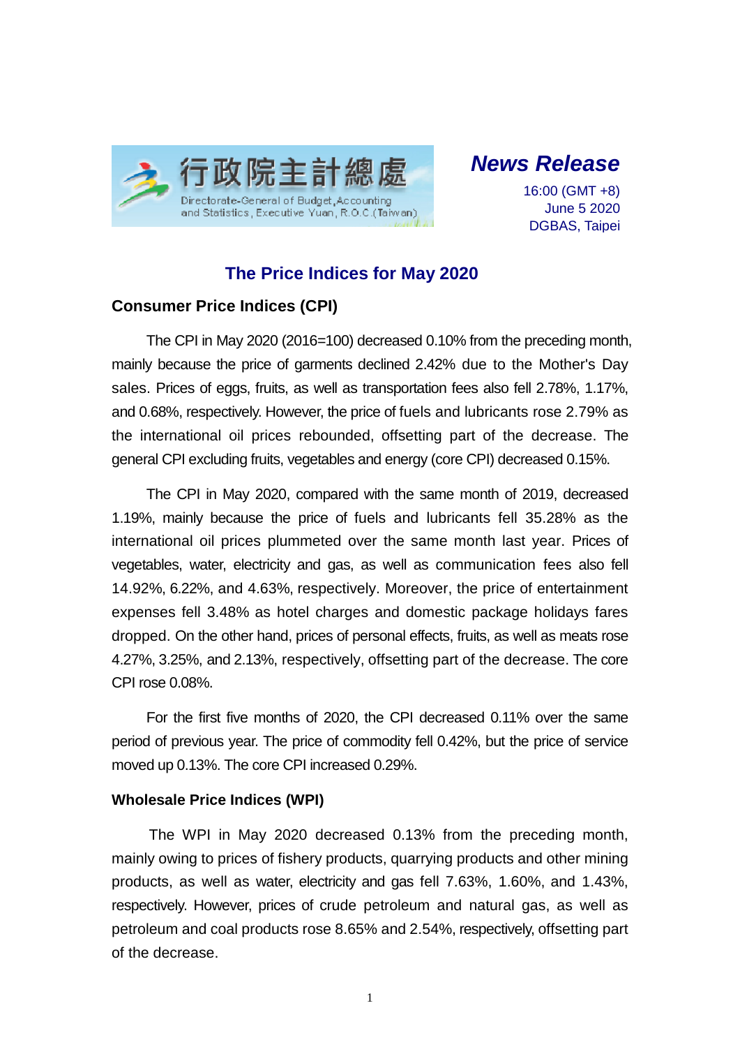行政院主計總處
Directorate-General of Budget, Accounting and Statistics, Executive Yuan, R.O.C.(Taiwan)

***News Release***

16:00 (GMT +8)
June 5 2020
DGBAS, Taipei

# The Price Indices for May 2020

## Consumer Price Indices (CPI)

The CPI in May 2020 (2016=100) decreased 0.10% from the preceding month, mainly because the price of garments declined 2.42% due to the Mother's Day sales. Prices of eggs, fruits, as well as transportation fees also fell 2.78%, 1.17%, and 0.68%, respectively. However, the price of fuels and lubricants rose 2.79% as the international oil prices rebounded, offsetting part of the decrease. The general CPI excluding fruits, vegetables and energy (core CPI) decreased 0.15%.

The CPI in May 2020, compared with the same month of 2019, decreased 1.19%, mainly because the price of fuels and lubricants fell 35.28% as the international oil prices plummeted over the same month last year. Prices of vegetables, water, electricity and gas, as well as communication fees also fell 14.92%, 6.22%, and 4.63%, respectively. Moreover, the price of entertainment expenses fell 3.48% as hotel charges and domestic package holidays fares dropped. On the other hand, prices of personal effects, fruits, as well as meats rose 4.27%, 3.25%, and 2.13%, respectively, offsetting part of the decrease. The core CPI rose 0.08%.

For the first five months of 2020, the CPI decreased 0.11% over the same period of previous year. The price of commodity fell 0.42%, but the price of service moved up 0.13%. The core CPI increased 0.29%.

## Wholesale Price Indices (WPI)

The WPI in May 2020 decreased 0.13% from the preceding month, mainly owing to prices of fishery products, quarrying products and other mining products, as well as water, electricity and gas fell 7.63%, 1.60%, and 1.43%, respectively. However, prices of crude petroleum and natural gas, as well as petroleum and coal products rose 8.65% and 2.54%, respectively, offsetting part of the decrease.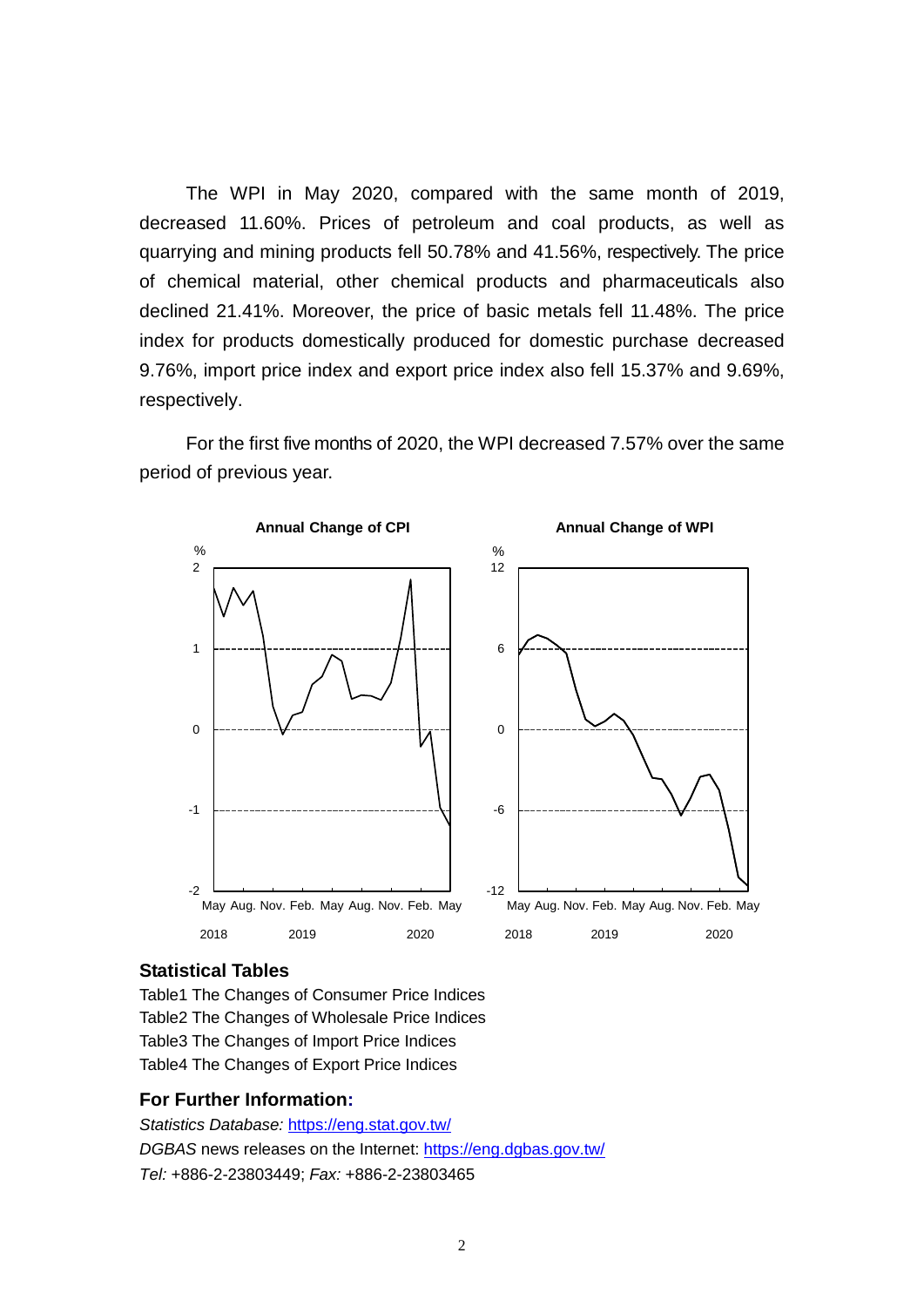The WPI in May 2020, compared with the same month of 2019, decreased 11.60%. Prices of petroleum and coal products, as well as quarrying and mining products fell 50.78% and 41.56%, respectively. The price of chemical material, other chemical products and pharmaceuticals also declined 21.41%. Moreover, the price of basic metals fell 11.48%. The price index for products domestically produced for domestic purchase decreased 9.76%, import price index and export price index also fell 15.37% and 9.69%, respectively.

For the first five months of 2020, the WPI decreased 7.57% over the same period of previous year.

**Annual Change of CPI**

%

2

1

0

-1

-2

May Aug. Nov. Feb. May Aug. Nov. Feb. May

2018 2019 2020

**Annual Change of WPI**

%

12

6

0

-6

-12

May Aug. Nov. Feb. May Aug. Nov. Feb. May

2018 2019 2020

### Statistical Tables

Table1 The Changes of Consumer Price Indices
Table2 The Changes of Wholesale Price Indices
Table3 The Changes of Import Price Indices
Table4 The Changes of Export Price Indices

### For Further Information:

*Statistics Database:* https://eng.stat.gov.tw/
*DGBAS* news releases on the Internet: https://eng.dgbas.gov.tw/
*Tel:* +886-2-23803449; *Fax:* +886-2-23803465